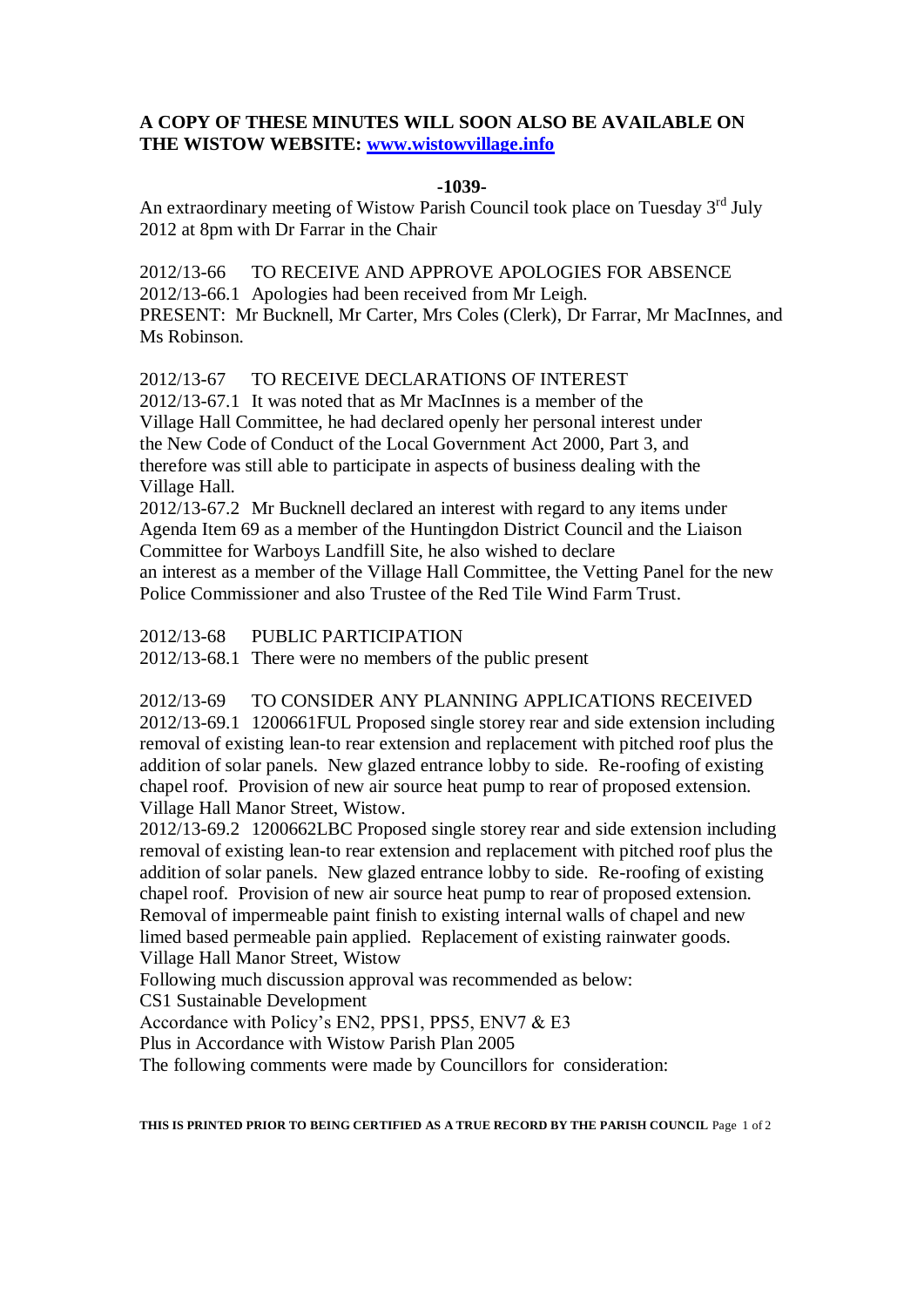**A COPY OF THESE MINUTES WILL SOON ALSO BE AVAILABLE ON THE WISTOW WEBSITE: [www.wistowvillage.info](http://www.wistowvillage.info)**

**-1039-**

An extraordinary meeting of Wistow Parish Council took place on Tuesday 3rd July 2012 at 8pm with Dr Farrar in the Chair

2012/13-66 TO RECEIVE AND APPROVE APOLOGIES FOR ABSENCE

2012/13-66.1 Apologies had been received from Mr Leigh.

PRESENT: Mr Bucknell, Mr Carter, Mrs Coles (Clerk), Dr Farrar, Mr MacInnes, and Ms Robinson.

2012/13-67 TO RECEIVE DECLARATIONS OF INTEREST

2012/13-67.1 It was noted that as Mr MacInnes is a member of the Village Hall Committee, he had declared openly her personal interest under the New Code of Conduct of the Local Government Act 2000, Part 3, and therefore was still able to participate in aspects of business dealing with the Village Hall.

2012/13-67.2 Mr Bucknell declared an interest with regard to any items under Agenda Item 69 as a member of the Huntingdon District Council and the Liaison Committee for Warboys Landfill Site, he also wished to declare an interest as a member of the Village Hall Committee, the Vetting Panel for the new Police Commissioner and also Trustee of the Red Tile Wind Farm Trust.

2012/13-68 PUBLIC PARTICIPATION

2012/13-68.1 There were no members of the public present

2012/13-69 TO CONSIDER ANY PLANNING APPLICATIONS RECEIVED

2012/13-69.1 1200661FUL Proposed single storey rear and side extension including removal of existing lean-to rear extension and replacement with pitched roof plus the addition of solar panels. New glazed entrance lobby to side. Re-roofing of existing chapel roof. Provision of new air source heat pump to rear of proposed extension. Village Hall Manor Street, Wistow.

2012/13-69.2 1200662LBC Proposed single storey rear and side extension including removal of existing lean-to rear extension and replacement with pitched roof plus the addition of solar panels. New glazed entrance lobby to side. Re-roofing of existing chapel roof. Provision of new air source heat pump to rear of proposed extension. Removal of impermeable paint finish to existing internal walls of chapel and new limed based permeable pain applied. Replacement of existing rainwater goods. Village Hall Manor Street, Wistow

Following much discussion approval was recommended as below:

CS1 Sustainable Development

Accordance with Policy's EN2, PPS1, PPS5, ENV7 & E3

Plus in Accordance with Wistow Parish Plan 2005

The following comments were made by Councillors for consideration:

**THIS IS PRINTED PRIOR TO BEING CERTIFIED AS A TRUE RECORD BY THE PARISH COUNCIL**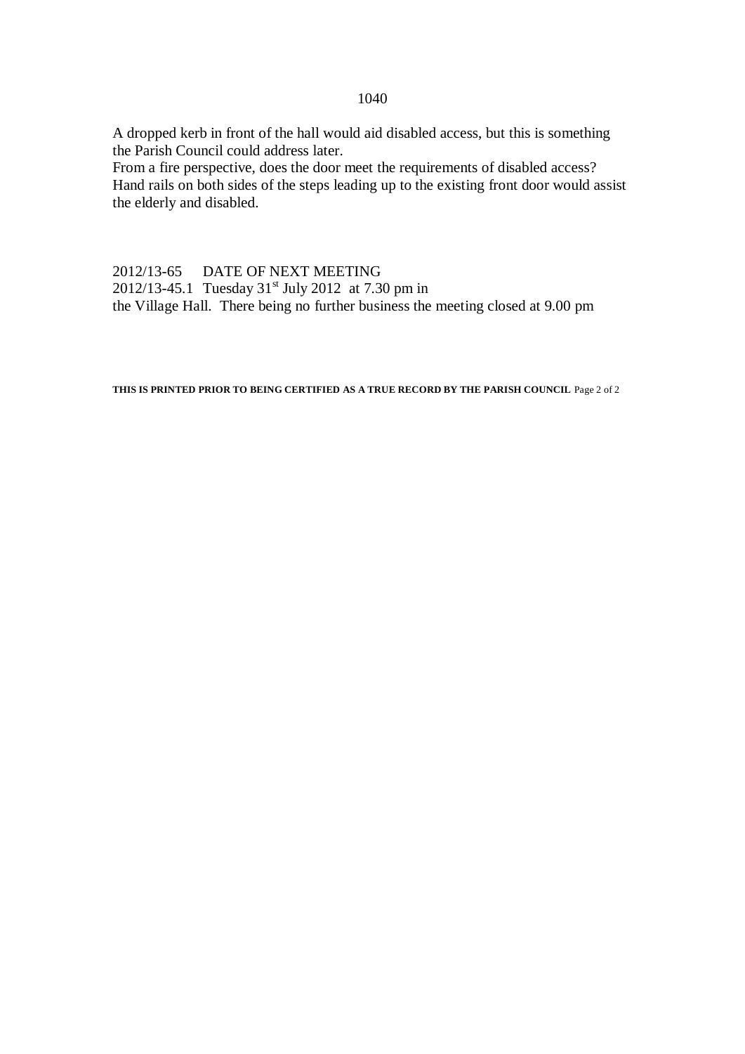A dropped kerb in front of the hall would aid disabled access, but this is something the Parish Council could address later.
From a fire perspective, does the door meet the requirements of disabled access?
Hand rails on both sides of the steps leading up to the existing front door would assist the elderly and disabled.

2012/13-65 DATE OF NEXT MEETING
2012/13-45.1 Tuesday 31st July 2012 at 7.30 pm in the Village Hall. There being no further business the meeting closed at 9.00 pm

**THIS IS PRINTED PRIOR TO BEING CERTIFIED AS A TRUE RECORD BY THE PARISH COUNCIL**